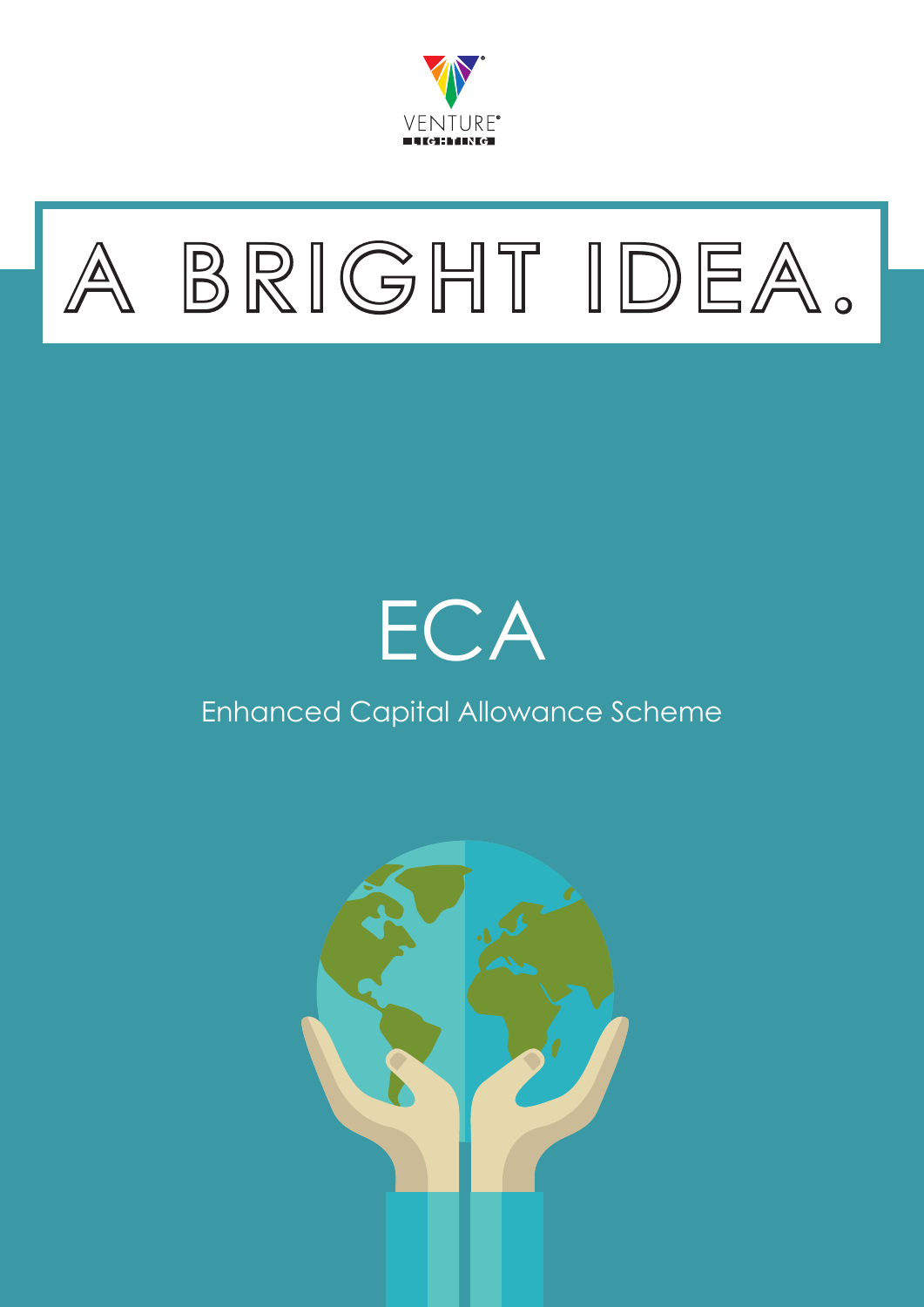VENTURE LIGHTING

# A BRIGHT IDEA.

## ECA

Enhanced Capital Allowance Scheme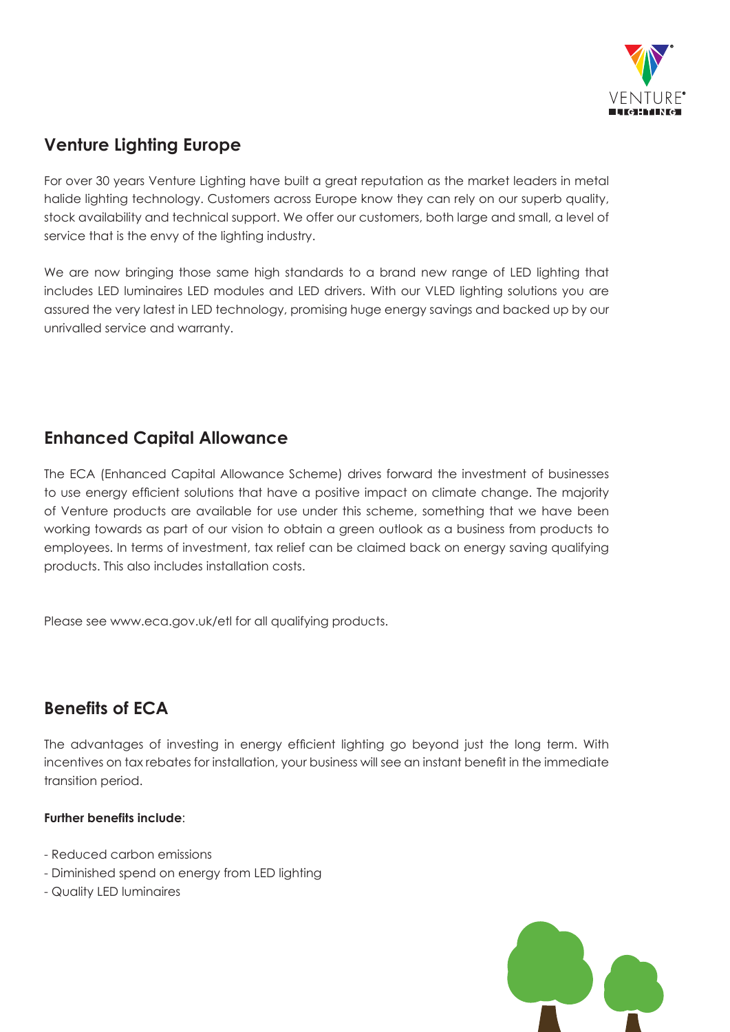## Venture Lighting Europe

For over 30 years Venture Lighting have built a great reputation as the market leaders in metal halide lighting technology. Customers across Europe know they can rely on our superb quality, stock availability and technical support. We offer our customers, both large and small, a level of service that is the envy of the lighting industry.

We are now bringing those same high standards to a brand new range of LED lighting that includes LED luminaires LED modules and LED drivers. With our VLED lighting solutions you are assured the very latest in LED technology, promising huge energy savings and backed up by our unrivalled service and warranty.

## Enhanced Capital Allowance

The ECA (Enhanced Capital Allowance Scheme) drives forward the investment of businesses to use energy efficient solutions that have a positive impact on climate change. The majority of Venture products are available for use under this scheme, something that we have been working towards as part of our vision to obtain a green outlook as a business from products to employees. In terms of investment, tax relief can be claimed back on energy saving qualifying products. This also includes installation costs.

Please see www.eca.gov.uk/etl for all qualifying products.

## Benefits of ECA

The advantages of investing in energy efficient lighting go beyond just the long term. With incentives on tax rebates for installation, your business will see an instant benefit in the immediate transition period.

**Further benefits include**:

- Reduced carbon emissions
- Diminished spend on energy from LED lighting
- Quality LED luminaires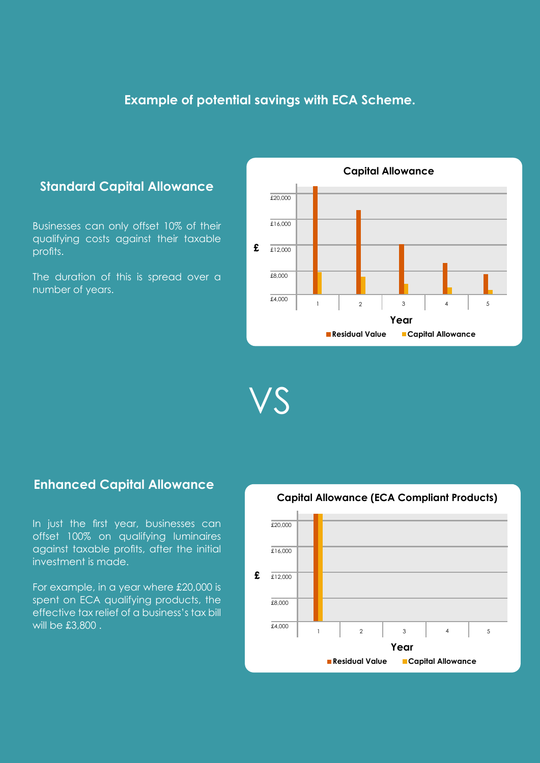## Example of potential savings with ECA Scheme.

### Standard Capital Allowance

Businesses can only offset 10% of their qualifying costs against their taxable profits.

The duration of this is spread over a number of years.

VS

### Enhanced Capital Allowance

In just the first year, businesses can offset 100% on qualifying luminaires against taxable profits, after the initial investment is made.

For example, in a year where £20,000 is spent on ECA qualifying products, the effective tax relief of a business's tax bill will be £3,800 .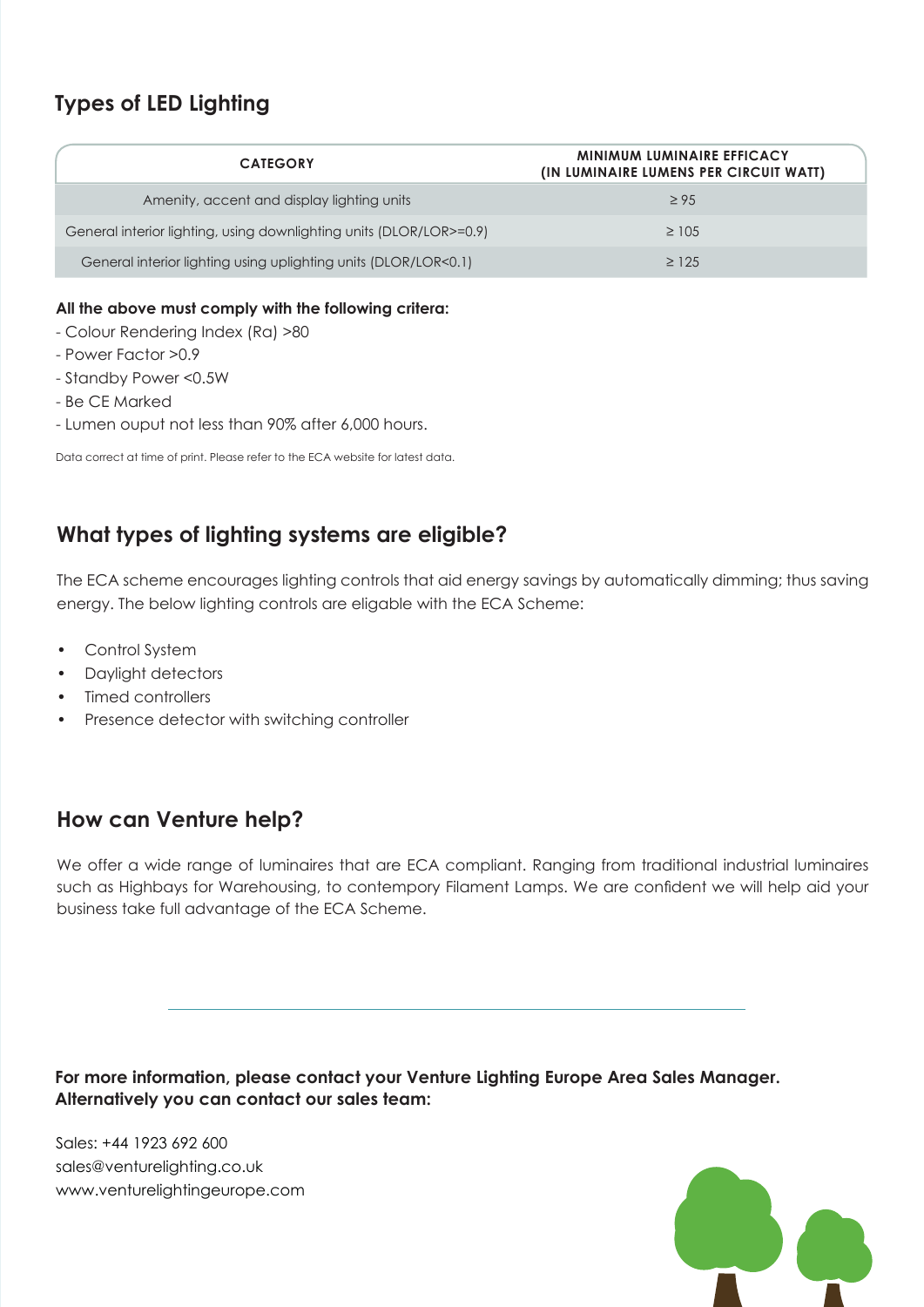## Types of LED Lighting

| CATEGORY | MINIMUM LUMINAIRE EFFICACY (IN LUMINAIRE LUMENS PER CIRCUIT WATT) |
|---|---|
| Amenity, accent and display lighting units | ≥ 95 |
| General interior lighting, using downlighting units (DLOR/LOR>=0.9) | ≥ 105 |
| General interior lighting using uplighting units (DLOR/LOR<0.1) | ≥ 125 |

**All the above must comply with the following critera:**

- Colour Rendering Index (Ra) >80
- Power Factor >0.9
- Standby Power <0.5W
- Be CE Marked
- Lumen ouput not less than 90% after 6,000 hours.

Data correct at time of print. Please refer to the ECA website for latest data.

## What types of lighting systems are eligible?

The ECA scheme encourages lighting controls that aid energy savings by automatically dimming; thus saving energy. The below lighting controls are eligable with the ECA Scheme:

- Control System
- Daylight detectors
- Timed controllers
- Presence detector with switching controller

## How can Venture help?

We offer a wide range of luminaires that are ECA compliant. Ranging from traditional industrial luminaires such as Highbays for Warehousing, to contempory Filament Lamps. We are confident we will help aid your business take full advantage of the ECA Scheme.

**For more information, please contact your Venture Lighting Europe Area Sales Manager. Alternatively you can contact our sales team:**

Sales: +44 1923 692 600
sales@venturelighting.co.uk
www.venturelightingeurope.com